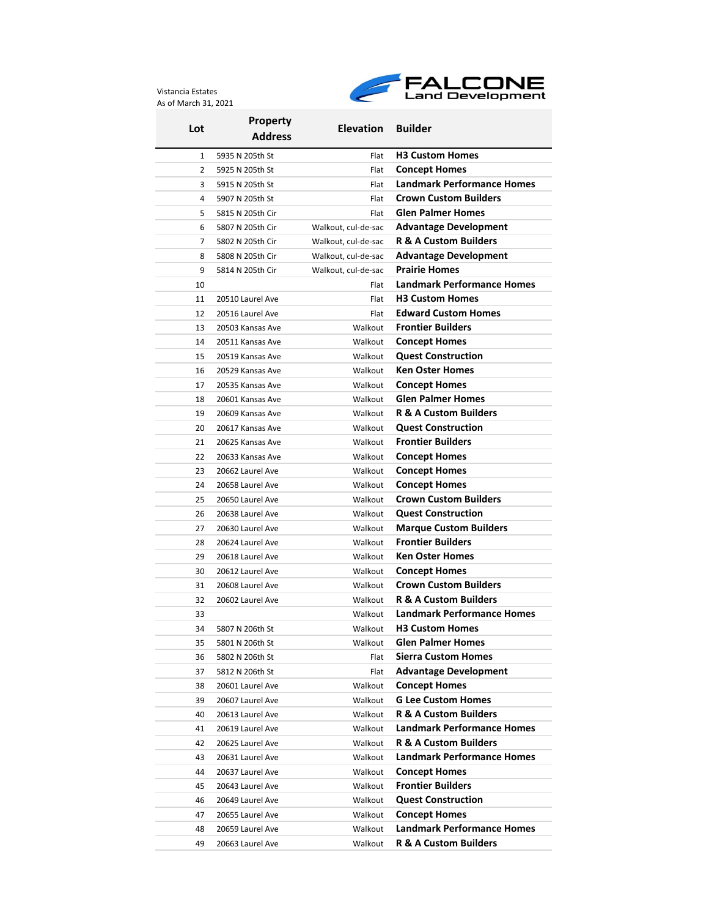Vistancia Estates
As of March 31, 2021

FALCONE Land Development

| Lot | Property Address | Elevation | Builder |
|---|---|---|---|
| 1 | 5935 N 205th St | Flat | **H3 Custom Homes** |
| 2 | 5925 N 205th St | Flat | **Concept Homes** |
| 3 | 5915 N 205th St | Flat | **Landmark Performance Homes** |
| 4 | 5907 N 205th St | Flat | **Crown Custom Builders** |
| 5 | 5815 N 205th Cir | Flat | **Glen Palmer Homes** |
| 6 | 5807 N 205th Cir | Walkout, cul-de-sac | **Advantage Development** |
| 7 | 5802 N 205th Cir | Walkout, cul-de-sac | **R & A Custom Builders** |
| 8 | 5808 N 205th Cir | Walkout, cul-de-sac | **Advantage Development** |
| 9 | 5814 N 205th Cir | Walkout, cul-de-sac | **Prairie Homes** |
| 10 | | Flat | **Landmark Performance Homes** |
| 11 | 20510 Laurel Ave | Flat | **H3 Custom Homes** |
| 12 | 20516 Laurel Ave | Flat | **Edward Custom Homes** |
| 13 | 20503 Kansas Ave | Walkout | **Frontier Builders** |
| 14 | 20511 Kansas Ave | Walkout | **Concept Homes** |
| 15 | 20519 Kansas Ave | Walkout | **Quest Construction** |
| 16 | 20529 Kansas Ave | Walkout | **Ken Oster Homes** |
| 17 | 20535 Kansas Ave | Walkout | **Concept Homes** |
| 18 | 20601 Kansas Ave | Walkout | **Glen Palmer Homes** |
| 19 | 20609 Kansas Ave | Walkout | **R & A Custom Builders** |
| 20 | 20617 Kansas Ave | Walkout | **Quest Construction** |
| 21 | 20625 Kansas Ave | Walkout | **Frontier Builders** |
| 22 | 20633 Kansas Ave | Walkout | **Concept Homes** |
| 23 | 20662 Laurel Ave | Walkout | **Concept Homes** |
| 24 | 20658 Laurel Ave | Walkout | **Concept Homes** |
| 25 | 20650 Laurel Ave | Walkout | **Crown Custom Builders** |
| 26 | 20638 Laurel Ave | Walkout | **Quest Construction** |
| 27 | 20630 Laurel Ave | Walkout | **Marque Custom Builders** |
| 28 | 20624 Laurel Ave | Walkout | **Frontier Builders** |
| 29 | 20618 Laurel Ave | Walkout | **Ken Oster Homes** |
| 30 | 20612 Laurel Ave | Walkout | **Concept Homes** |
| 31 | 20608 Laurel Ave | Walkout | **Crown Custom Builders** |
| 32 | 20602 Laurel Ave | Walkout | **R & A Custom Builders** |
| 33 | | Walkout | **Landmark Performance Homes** |
| 34 | 5807 N 206th St | Walkout | **H3 Custom Homes** |
| 35 | 5801 N 206th St | Walkout | **Glen Palmer Homes** |
| 36 | 5802 N 206th St | Flat | **Sierra Custom Homes** |
| 37 | 5812 N 206th St | Flat | **Advantage Development** |
| 38 | 20601 Laurel Ave | Walkout | **Concept Homes** |
| 39 | 20607 Laurel Ave | Walkout | **G Lee Custom Homes** |
| 40 | 20613 Laurel Ave | Walkout | **R & A Custom Builders** |
| 41 | 20619 Laurel Ave | Walkout | **Landmark Performance Homes** |
| 42 | 20625 Laurel Ave | Walkout | **R & A Custom Builders** |
| 43 | 20631 Laurel Ave | Walkout | **Landmark Performance Homes** |
| 44 | 20637 Laurel Ave | Walkout | **Concept Homes** |
| 45 | 20643 Laurel Ave | Walkout | **Frontier Builders** |
| 46 | 20649 Laurel Ave | Walkout | **Quest Construction** |
| 47 | 20655 Laurel Ave | Walkout | **Concept Homes** |
| 48 | 20659 Laurel Ave | Walkout | **Landmark Performance Homes** |
| 49 | 20663 Laurel Ave | Walkout | **R & A Custom Builders** |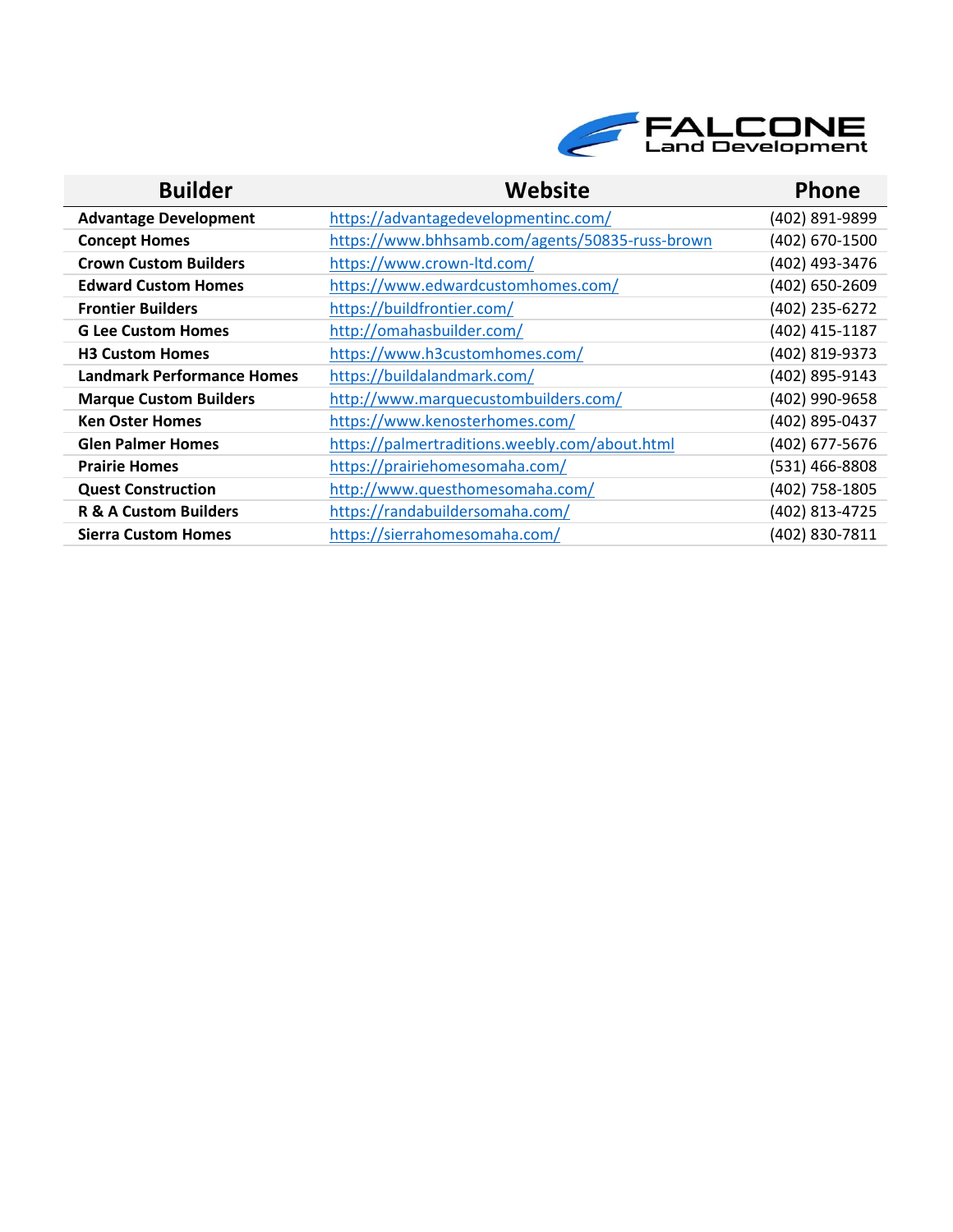FALCONE Land Development

| Builder | Website | Phone |
|---|---|---|
| **Advantage Development** | https://advantagedevelopmentinc.com/ | (402) 891-9899 |
| **Concept Homes** | https://www.bhhsamb.com/agents/50835-russ-brown | (402) 670-1500 |
| **Crown Custom Builders** | https://www.crown-ltd.com/ | (402) 493-3476 |
| **Edward Custom Homes** | https://www.edwardcustomhomes.com/ | (402) 650-2609 |
| **Frontier Builders** | https://buildfrontier.com/ | (402) 235-6272 |
| **G Lee Custom Homes** | http://omahasbuilder.com/ | (402) 415-1187 |
| **H3 Custom Homes** | https://www.h3customhomes.com/ | (402) 819-9373 |
| **Landmark Performance Homes** | https://buildalandmark.com/ | (402) 895-9143 |
| **Marque Custom Builders** | http://www.marquecustombuilders.com/ | (402) 990-9658 |
| **Ken Oster Homes** | https://www.kenosterhomes.com/ | (402) 895-0437 |
| **Glen Palmer Homes** | https://palmertraditions.weebly.com/about.html | (402) 677-5676 |
| **Prairie Homes** | https://prairiehomesomaha.com/ | (531) 466-8808 |
| **Quest Construction** | http://www.questhomesomaha.com/ | (402) 758-1805 |
| **R & A Custom Builders** | https://randabuildersomaha.com/ | (402) 813-4725 |
| **Sierra Custom Homes** | https://sierrahomesomaha.com/ | (402) 830-7811 |